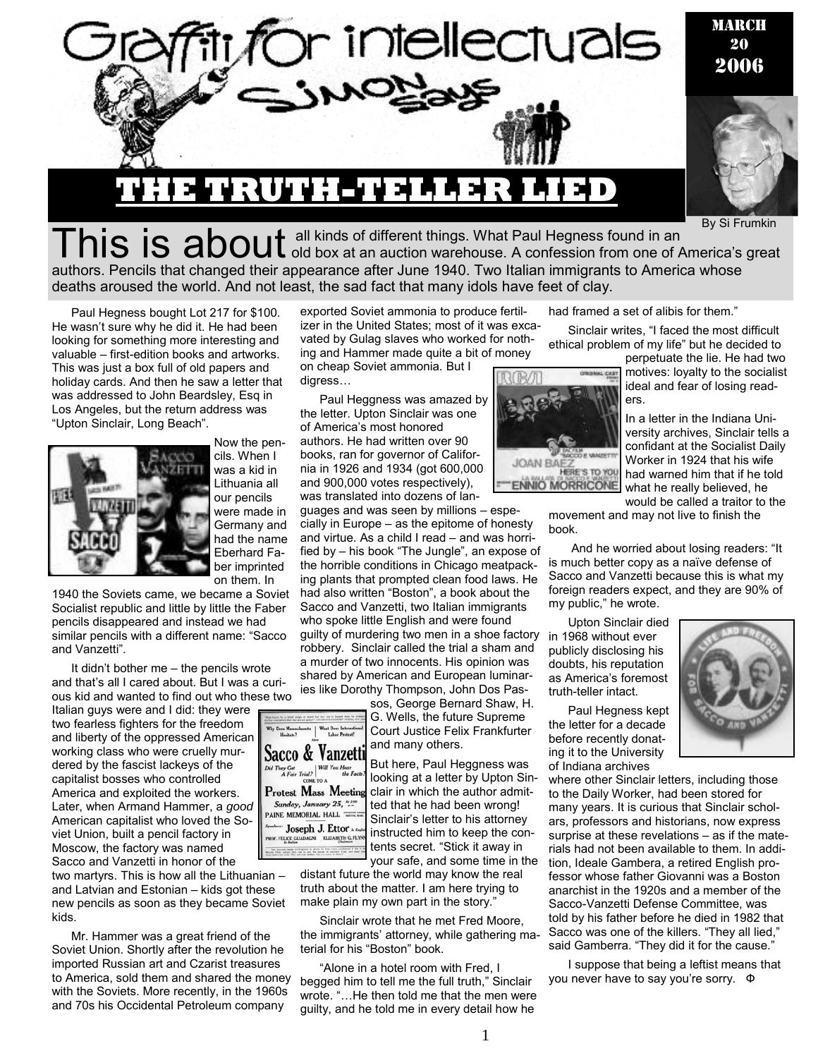# Graffiti for intellectuals

## SIMON says

MARCH 20 2006

# THE TRUTH-TELLER LIED

By Si Frumkin

**This is about** all kinds of different things. What Paul Hegness found in an old box at an auction warehouse. A confession from one of America's great authors. Pencils that changed their appearance after June 1940. Two Italian immigrants to America whose deaths aroused the world. And not least, the sad fact that many idols have feet of clay.

Paul Hegness bought Lot 217 for $100. He wasn't sure why he did it. He had been looking for something more interesting and valuable – first-edition books and artworks. This was just a box full of old papers and holiday cards. And then he saw a letter that was addressed to John Beardsley, Esq in Los Angeles, but the return address was "Upton Sinclair, Long Beach".

Now the pencils. When I was a kid in Lithuania all our pencils were made in Germany and had the name Eberhard Faber imprinted on them. In 1940 the Soviets came, we became a Soviet Socialist republic and little by little the Faber pencils disappeared and instead we had similar pencils with a different name: "Sacco and Vanzetti".

It didn't bother me – the pencils wrote and that's all I cared about. But I was a curious kid and wanted to find out who these two Italian guys were and I did: they were two fearless fighters for the freedom and liberty of the oppressed American working class who were cruelly murdered by the fascist lackeys of the capitalist bosses who controlled America and exploited the workers. Later, when Armand Hammer, a *good* American capitalist who loved the Soviet Union, built a pencil factory in Moscow, the factory was named Sacco and Vanzetti in honor of the two martyrs. This is how all the Lithuanian – and Latvian and Estonian – kids got these new pencils as soon as they became Soviet kids.

Mr. Hammer was a great friend of the Soviet Union. Shortly after the revolution he imported Russian art and Czarist treasures to America, sold them and shared the money with the Soviets. More recently, in the 1960s and 70s his Occidental Petroleum company exported Soviet ammonia to produce fertilizer in the United States; most of it was excavated by Gulag slaves who worked for nothing and Hammer made quite a bit of money on cheap Soviet ammonia. But I digress…

Paul Heggness was amazed by the letter. Upton Sinclair was one of America's most honored authors. He had written over 90 books, ran for governor of California in 1926 and 1934 (got 600,000 and 900,000 votes respectively), was translated into dozens of languages and was seen by millions – especially in Europe – as the epitome of honesty and virtue. As a child I read – and was horrified by – his book "The Jungle", an expose of the horrible conditions in Chicago meatpacking plants that prompted clean food laws. He had also written "Boston", a book about the Sacco and Vanzetti, two Italian immigrants who spoke little English and were found guilty of murdering two men in a shoe factory robbery. Sinclair called the trial a sham and a murder of two innocents. His opinion was shared by American and European luminaries like Dorothy Thompson, John Dos Passos, George Bernard Shaw, H. G. Wells, the future Supreme Court Justice Felix Frankfurter and many others.

But here, Paul Heggness was looking at a letter by Upton Sinclair in which the author admitted that he had been wrong! Sinclair's letter to his attorney instructed him to keep the contents secret. "Stick it away in your safe, and some time in the distant future the world may know the real truth about the matter. I am here trying to make plain my own part in the story."

Sinclair wrote that he met Fred Moore, the immigrants' attorney, while gathering material for his "Boston" book.

"Alone in a hotel room with Fred, I begged him to tell me the full truth," Sinclair wrote. "…He then told me that the men were guilty, and he told me in every detail how he had framed a set of alibis for them."

Sinclair writes, "I faced the most difficult ethical problem of my life" but he decided to perpetuate the lie. He had two motives: loyalty to the socialist ideal and fear of losing readers.

In a letter in the Indiana University archives, Sinclair tells a confidant at the Socialist Daily Worker in 1924 that his wife had warned him that if he told what he really believed, he would be called a traitor to the movement and may not live to finish the book.

And he worried about losing readers: "It is much better copy as a naïve defense of Sacco and Vanzetti because this is what my foreign readers expect, and they are 90% of my public," he wrote.

Upton Sinclair died in 1968 without ever publicly disclosing his doubts, his reputation as America's foremost truth-teller intact.

Paul Hegness kept the letter for a decade before recently donating it to the University of Indiana archives where other Sinclair letters, including those to the Daily Worker, had been stored for many years. It is curious that Sinclair scholars, professors and historians, now express surprise at these revelations – as if the materials had not been available to them. In addition, Ideale Gambera, a retired English professor whose father Giovanni was a Boston anarchist in the 1920s and a member of the Sacco-Vanzetti Defense Committee, was told by his father before he died in 1982 that Sacco was one of the killers. "They all lied," said Gamberra. "They did it for the cause."

I suppose that being a leftist means that you never have to say you're sorry. Φ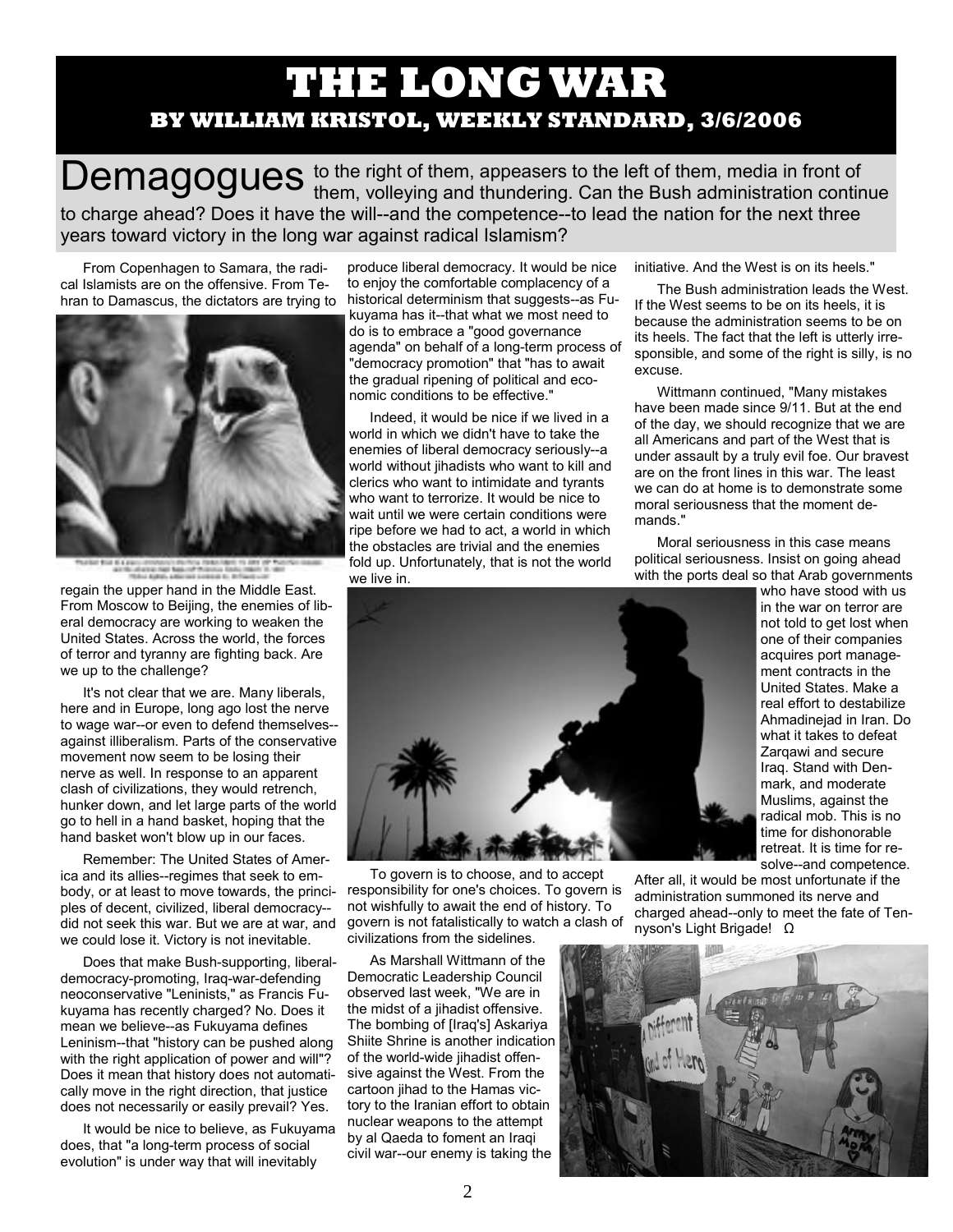# THE LONG WAR

## BY WILLIAM KRISTOL, WEEKLY STANDARD, 3/6/2006

Demagogues to the right of them, appeasers to the left of them, media in front of them, volleying and thundering. Can the Bush administration continue to charge ahead? Does it have the will--and the competence--to lead the nation for the next three years toward victory in the long war against radical Islamism?

From Copenhagen to Samara, the radical Islamists are on the offensive. From Tehran to Damascus, the dictators are trying to regain the upper hand in the Middle East. From Moscow to Beijing, the enemies of liberal democracy are working to weaken the United States. Across the world, the forces of terror and tyranny are fighting back. Are we up to the challenge?

It's not clear that we are. Many liberals, here and in Europe, long ago lost the nerve to wage war--or even to defend themselves--against illiberalism. Parts of the conservative movement now seem to be losing their nerve as well. In response to an apparent clash of civilizations, they would retrench, hunker down, and let large parts of the world go to hell in a hand basket, hoping that the hand basket won't blow up in our faces.

Remember: The United States of America and its allies--regimes that seek to embody, or at least to move towards, the principles of decent, civilized, liberal democracy--did not seek this war. But we are at war, and we could lose it. Victory is not inevitable.

Does that make Bush-supporting, liberal-democracy-promoting, Iraq-war-defending neoconservative "Leninists," as Francis Fukuyama has recently charged? No. Does it mean we believe--as Fukuyama defines Leninism--that "history can be pushed along with the right application of power and will"? Does it mean that history does not automatically move in the right direction, that justice does not necessarily or easily prevail? Yes.

It would be nice to believe, as Fukuyama does, that "a long-term process of social evolution" is under way that will inevitably produce liberal democracy. It would be nice to enjoy the comfortable complacency of a historical determinism that suggests--as Fukuyama has it--that what we most need to do is to embrace a "good governance agenda" on behalf of a long-term process of "democracy promotion" that "has to await the gradual ripening of political and economic conditions to be effective."

Indeed, it would be nice if we lived in a world in which we didn't have to take the enemies of liberal democracy seriously--a world without jihadists who want to kill and clerics who want to intimidate and tyrants who want to terrorize. It would be nice to wait until we were certain conditions were ripe before we had to act, a world in which the obstacles are trivial and the enemies fold up. Unfortunately, that is not the world we live in.

To govern is to choose, and to accept responsibility for one's choices. To govern is not wishfully to await the end of history. To govern is not fatalistically to watch a clash of civilizations from the sidelines.

As Marshall Wittmann of the Democratic Leadership Council observed last week, "We are in the midst of a jihadist offensive. The bombing of [Iraq's] Askariya Shiite Shrine is another indication of the world-wide jihadist offensive against the West. From the cartoon jihad to the Hamas victory to the Iranian effort to obtain nuclear weapons to the attempt by al Qaeda to foment an Iraqi civil war--our enemy is taking the initiative. And the West is on its heels."

The Bush administration leads the West. If the West seems to be on its heels, it is because the administration seems to be on its heels. The fact that the left is utterly irresponsible, and some of the right is silly, is no excuse.

Wittmann continued, "Many mistakes have been made since 9/11. But at the end of the day, we should recognize that we are all Americans and part of the West that is under assault by a truly evil foe. Our bravest are on the front lines in this war. The least we can do at home is to demonstrate some moral seriousness that the moment demands."

Moral seriousness in this case means political seriousness. Insist on going ahead with the ports deal so that Arab governments who have stood with us in the war on terror are not told to get lost when one of their companies acquires port management contracts in the United States. Make a real effort to destabilize Ahmadinejad in Iran. Do what it takes to defeat Zarqawi and secure Iraq. Stand with Denmark, and moderate Muslims, against the radical mob. This is no time for dishonorable retreat. It is time for resolve--and competence.

After all, it would be most unfortunate if the administration summoned its nerve and charged ahead--only to meet the fate of Tennyson's Light Brigade! Ω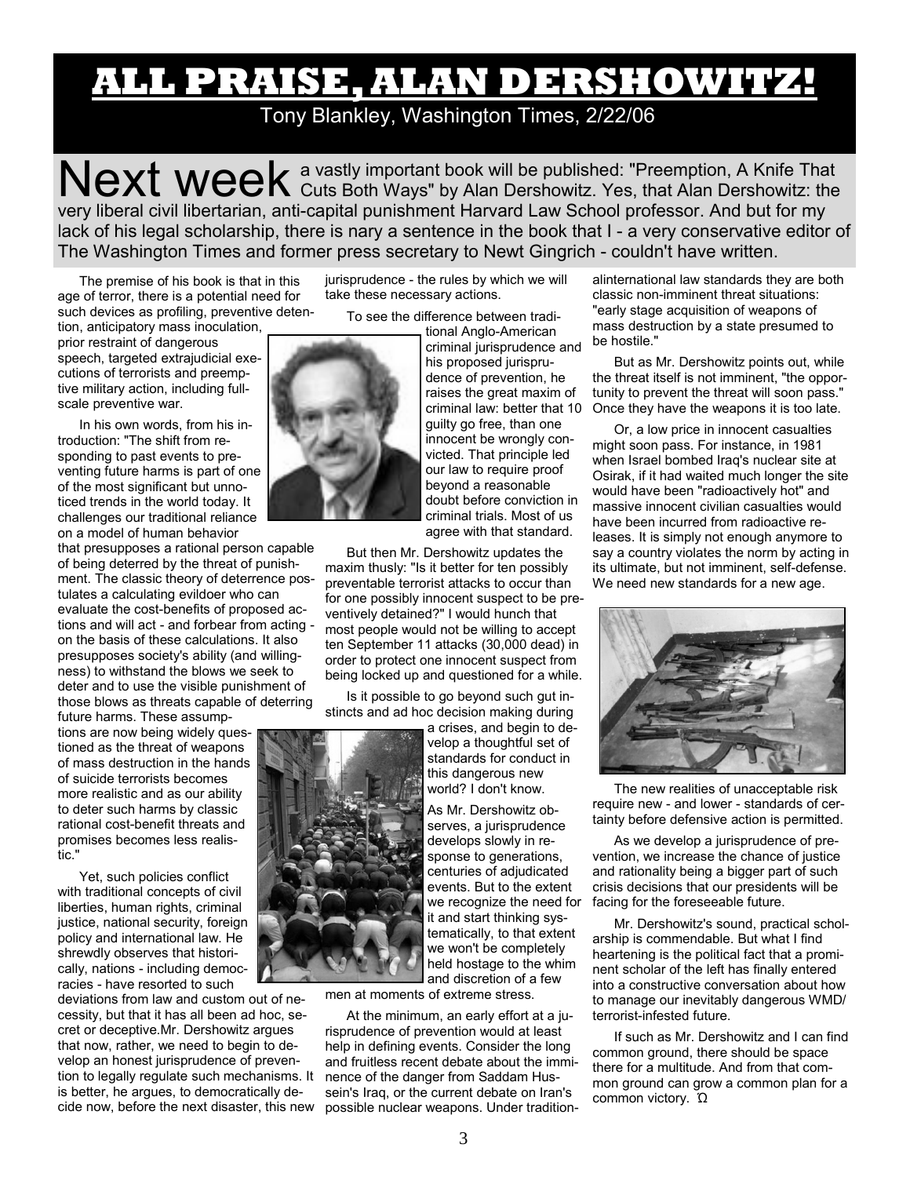# ALL PRAISE, ALAN DERSHOWITZ!

Tony Blankley, Washington Times, 2/22/06

**Next week** a vastly important book will be published: "Preemption, A Knife That Cuts Both Ways" by Alan Dershowitz. Yes, that Alan Dershowitz: the very liberal civil libertarian, anti-capital punishment Harvard Law School professor. And but for my lack of his legal scholarship, there is nary a sentence in the book that I - a very conservative editor of The Washington Times and former press secretary to Newt Gingrich - couldn't have written.

The premise of his book is that in this age of terror, there is a potential need for such devices as profiling, preventive detention, anticipatory mass inoculation, prior restraint of dangerous speech, targeted extrajudicial executions of terrorists and preemptive military action, including full-scale preventive war.

In his own words, from his introduction: "The shift from responding to past events to preventing future harms is part of one of the most significant but unnoticed trends in the world today. It challenges our traditional reliance on a model of human behavior that presupposes a rational person capable of being deterred by the threat of punishment. The classic theory of deterrence postulates a calculating evildoer who can evaluate the cost-benefits of proposed actions and will act - and forbear from acting - on the basis of these calculations. It also presupposes society's ability (and willingness) to withstand the blows we seek to deter and to use the visible punishment of those blows as threats capable of deterring future harms. These assumptions are now being widely questioned as the threat of weapons of mass destruction in the hands of suicide terrorists becomes more realistic and as our ability to deter such harms by classic rational cost-benefit threats and promises becomes less realistic."

Yet, such policies conflict with traditional concepts of civil liberties, human rights, criminal justice, national security, foreign policy and international law. He shrewdly observes that historically, nations - including democracies - have resorted to such deviations from law and custom out of necessity, but that it has all been ad hoc, secret or deceptive.Mr. Dershowitz argues that now, rather, we need to begin to develop an honest jurisprudence of prevention to legally regulate such mechanisms. It is better, he argues, to democratically decide now, before the next disaster, this new jurisprudence - the rules by which we will take these necessary actions.

To see the difference between traditional Anglo-American criminal jurisprudence and his proposed jurisprudence of prevention, he raises the great maxim of criminal law: better that 10 guilty go free, than one innocent be wrongly convicted. That principle led our law to require proof beyond a reasonable doubt before conviction in criminal trials. Most of us agree with that standard.

But then Mr. Dershowitz updates the maxim thusly: "Is it better for ten possibly preventable terrorist attacks to occur than for one possibly innocent suspect to be preventively detained?" I would hunch that most people would not be willing to accept ten September 11 attacks (30,000 dead) in order to protect one innocent suspect from being locked up and questioned for a while.

Is it possible to go beyond such gut instincts and ad hoc decision making during a crises, and begin to develop a thoughtful set of standards for conduct in this dangerous new world? I don't know.

As Mr. Dershowitz observes, a jurisprudence develops slowly in response to generations, centuries of adjudicated events. But to the extent we recognize the need for it and start thinking systematically, to that extent we won't be completely held hostage to the whim and discretion of a few men at moments of extreme stress.

At the minimum, an early effort at a jurisprudence of prevention would at least help in defining events. Consider the long and fruitless recent debate about the imminence of the danger from Saddam Hussein's Iraq, or the current debate on Iran's possible nuclear weapons. Under traditionalinternational law standards they are both classic non-imminent threat situations: "early stage acquisition of weapons of mass destruction by a state presumed to be hostile."

But as Mr. Dershowitz points out, while the threat itself is not imminent, "the opportunity to prevent the threat will soon pass." Once they have the weapons it is too late.

Or, a low price in innocent casualties might soon pass. For instance, in 1981 when Israel bombed Iraq's nuclear site at Osirak, if it had waited much longer the site would have been "radioactively hot" and massive innocent civilian casualties would have been incurred from radioactive releases. It is simply not enough anymore to say a country violates the norm by acting in its ultimate, but not imminent, self-defense. We need new standards for a new age.

The new realities of unacceptable risk require new - and lower - standards of certainty before defensive action is permitted.

As we develop a jurisprudence of prevention, we increase the chance of justice and rationality being a bigger part of such crisis decisions that our presidents will be facing for the foreseeable future.

Mr. Dershowitz's sound, practical scholarship is commendable. But what I find heartening is the political fact that a prominent scholar of the left has finally entered into a constructive conversation about how to manage our inevitably dangerous WMD/terrorist-infested future.

If such as Mr. Dershowitz and I can find common ground, there should be space there for a multitude. And from that common ground can grow a common plan for a common victory. Ω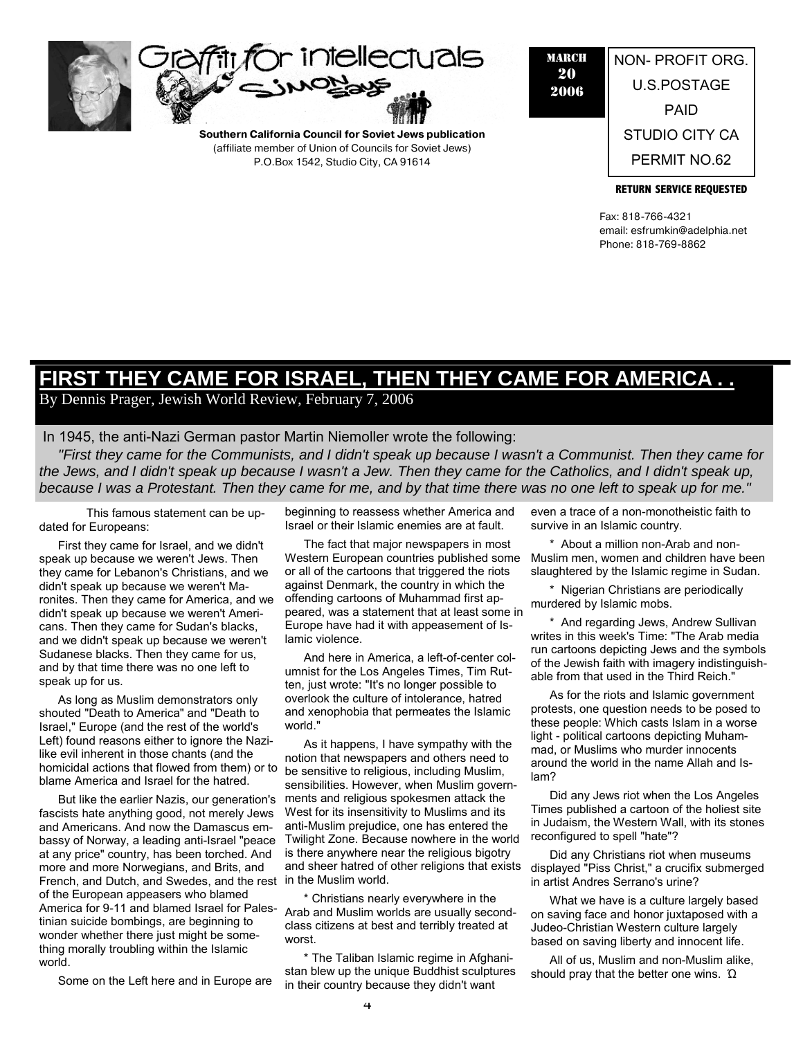# Graffiti for intellectuals

**Southern California Council for Soviet Jews publication**
(affiliate member of Union of Councils for Soviet Jews)
P.O.Box 1542, Studio City, CA 91614

MARCH 20 2006

NON- PROFIT ORG.
U.S.POSTAGE
PAID
STUDIO CITY CA
PERMIT NO.62

**RETURN SERVICE REQUESTED**

Fax: 818-766-4321
email: esfrumkin@adelphia.net
Phone: 818-769-8862

## FIRST THEY CAME FOR ISRAEL, THEN THEY CAME FOR AMERICA . .

By Dennis Prager, Jewish World Review, February 7, 2006

In 1945, the anti-Nazi German pastor Martin Niemoller wrote the following:

*"First they came for the Communists, and I didn't speak up because I wasn't a Communist. Then they came for the Jews, and I didn't speak up because I wasn't a Jew. Then they came for the Catholics, and I didn't speak up, because I was a Protestant. Then they came for me, and by that time there was no one left to speak up for me."*

This famous statement can be updated for Europeans:

First they came for Israel, and we didn't speak up because we weren't Jews. Then they came for Lebanon's Christians, and we didn't speak up because we weren't Maronites. Then they came for America, and we didn't speak up because we weren't Americans. Then they came for Sudan's blacks, and we didn't speak up because we weren't Sudanese blacks. Then they came for us, and by that time there was no one left to speak up for us.

As long as Muslim demonstrators only shouted "Death to America" and "Death to Israel," Europe (and the rest of the world's Left) found reasons either to ignore the Nazi-like evil inherent in those chants (and the homicidal actions that flowed from them) or to blame America and Israel for the hatred.

But like the earlier Nazis, our generation's fascists hate anything good, not merely Jews and Americans. And now the Damascus embassy of Norway, a leading anti-Israel "peace at any price" country, has been torched. And more and more Norwegians, and Brits, and French, and Dutch, and Swedes, and the rest of the European appeasers who blamed America for 9-11 and blamed Israel for Palestinian suicide bombings, are beginning to wonder whether there just might be something morally troubling within the Islamic world.

Some on the Left here and in Europe are beginning to reassess whether America and Israel or their Islamic enemies are at fault.

The fact that major newspapers in most Western European countries published some or all of the cartoons that triggered the riots against Denmark, the country in which the offending cartoons of Muhammad first appeared, was a statement that at least some in Europe have had it with appeasement of Islamic violence.

And here in America, a left-of-center columnist for the Los Angeles Times, Tim Rutten, just wrote: "It's no longer possible to overlook the culture of intolerance, hatred and xenophobia that permeates the Islamic world."

As it happens, I have sympathy with the notion that newspapers and others need to be sensitive to religious, including Muslim, sensibilities. However, when Muslim governments and religious spokesmen attack the West for its insensitivity to Muslims and its anti-Muslim prejudice, one has entered the Twilight Zone. Because nowhere in the world is there anywhere near the religious bigotry and sheer hatred of other religions that exists in the Muslim world.

\* Christians nearly everywhere in the Arab and Muslim worlds are usually second-class citizens at best and terribly treated at worst.

\* The Taliban Islamic regime in Afghanistan blew up the unique Buddhist sculptures in their country because they didn't want even a trace of a non-monotheistic faith to survive in an Islamic country.

\* About a million non-Arab and non-Muslim men, women and children have been slaughtered by the Islamic regime in Sudan.

\* Nigerian Christians are periodically murdered by Islamic mobs.

\* And regarding Jews, Andrew Sullivan writes in this week's Time: "The Arab media run cartoons depicting Jews and the symbols of the Jewish faith with imagery indistinguishable from that used in the Third Reich."

As for the riots and Islamic government protests, one question needs to be posed to these people: Which casts Islam in a worse light - political cartoons depicting Muhammad, or Muslims who murder innocents around the world in the name Allah and Islam?

Did any Jews riot when the Los Angeles Times published a cartoon of the holiest site in Judaism, the Western Wall, with its stones reconfigured to spell "hate"?

Did any Christians riot when museums displayed "Piss Christ," a crucifix submerged in artist Andres Serrano's urine?

What we have is a culture largely based on saving face and honor juxtaposed with a Judeo-Christian Western culture largely based on saving liberty and innocent life.

All of us, Muslim and non-Muslim alike, should pray that the better one wins. Ω